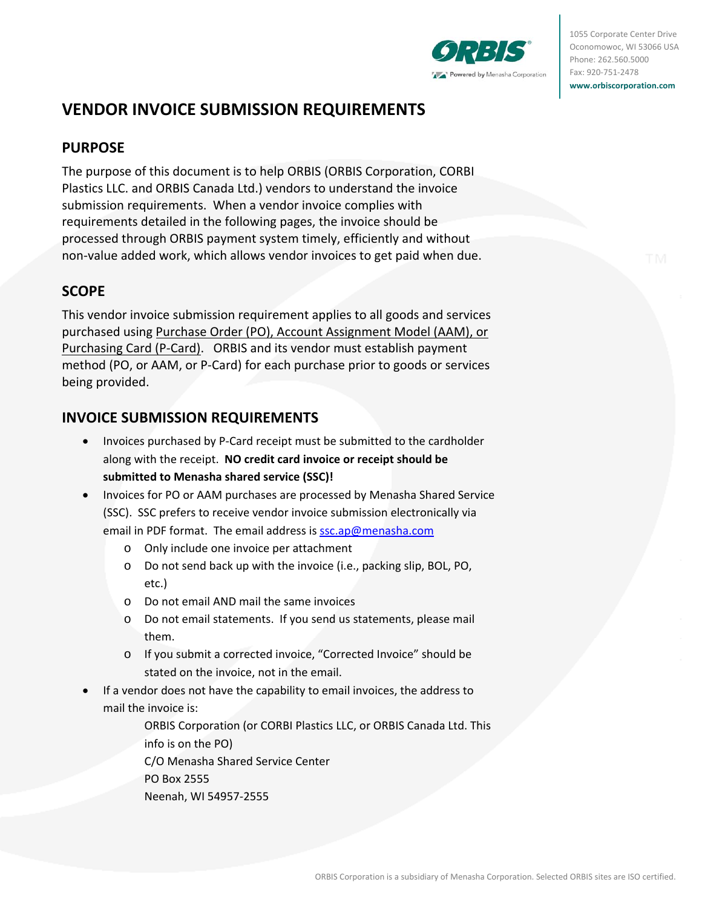ORBIS® Powered by Menasha Corporation

1055 Corporate Center Drive
Oconomowoc, WI 53066 USA
Phone: 262.560.5000
Fax: 920-751-2478
www.orbiscorporation.com

# VENDOR INVOICE SUBMISSION REQUIREMENTS

## PURPOSE

The purpose of this document is to help ORBIS (ORBIS Corporation, CORBI Plastics LLC. and ORBIS Canada Ltd.) vendors to understand the invoice submission requirements. When a vendor invoice complies with requirements detailed in the following pages, the invoice should be processed through ORBIS payment system timely, efficiently and without non-value added work, which allows vendor invoices to get paid when due.

## SCOPE

This vendor invoice submission requirement applies to all goods and services purchased using Purchase Order (PO), Account Assignment Model (AAM), or Purchasing Card (P-Card). ORBIS and its vendor must establish payment method (PO, or AAM, or P-Card) for each purchase prior to goods or services being provided.

## INVOICE SUBMISSION REQUIREMENTS

- Invoices purchased by P-Card receipt must be submitted to the cardholder along with the receipt. **NO credit card invoice or receipt should be submitted to Menasha shared service (SSC)!**
- Invoices for PO or AAM purchases are processed by Menasha Shared Service (SSC). SSC prefers to receive vendor invoice submission electronically via email in PDF format. The email address is ssc.ap@menasha.com
  - Only include one invoice per attachment
  - Do not send back up with the invoice (i.e., packing slip, BOL, PO, etc.)
  - Do not email AND mail the same invoices
  - Do not email statements. If you send us statements, please mail them.
  - If you submit a corrected invoice, "Corrected Invoice" should be stated on the invoice, not in the email.
- If a vendor does not have the capability to email invoices, the address to mail the invoice is:

  ORBIS Corporation (or CORBI Plastics LLC, or ORBIS Canada Ltd. This info is on the PO)
  C/O Menasha Shared Service Center
  PO Box 2555
  Neenah, WI 54957-2555

ORBIS Corporation is a subsidiary of Menasha Corporation. Selected ORBIS sites are ISO certified.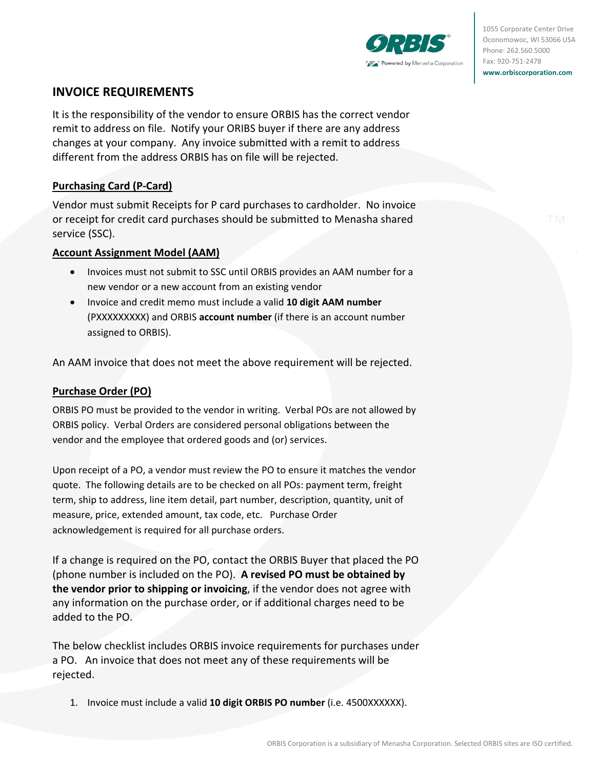# INVOICE REQUIREMENTS

It is the responsibility of the vendor to ensure ORBIS has the correct vendor remit to address on file. Notify your ORIBS buyer if there are any address changes at your company. Any invoice submitted with a remit to address different from the address ORBIS has on file will be rejected.

## Purchasing Card (P-Card)

Vendor must submit Receipts for P card purchases to cardholder. No invoice or receipt for credit card purchases should be submitted to Menasha shared service (SSC).

## Account Assignment Model (AAM)

- Invoices must not submit to SSC until ORBIS provides an AAM number for a new vendor or a new account from an existing vendor
- Invoice and credit memo must include a valid **10 digit AAM number** (PXXXXXXXXX) and ORBIS **account number** (if there is an account number assigned to ORBIS).

An AAM invoice that does not meet the above requirement will be rejected.

## Purchase Order (PO)

ORBIS PO must be provided to the vendor in writing. Verbal POs are not allowed by ORBIS policy. Verbal Orders are considered personal obligations between the vendor and the employee that ordered goods and (or) services.

Upon receipt of a PO, a vendor must review the PO to ensure it matches the vendor quote. The following details are to be checked on all POs: payment term, freight term, ship to address, line item detail, part number, description, quantity, unit of measure, price, extended amount, tax code, etc. Purchase Order acknowledgement is required for all purchase orders.

If a change is required on the PO, contact the ORBIS Buyer that placed the PO (phone number is included on the PO). **A revised PO must be obtained by the vendor prior to shipping or invoicing**, if the vendor does not agree with any information on the purchase order, or if additional charges need to be added to the PO.

The below checklist includes ORBIS invoice requirements for purchases under a PO. An invoice that does not meet any of these requirements will be rejected.

1. Invoice must include a valid **10 digit ORBIS PO number** (i.e. 4500XXXXXX).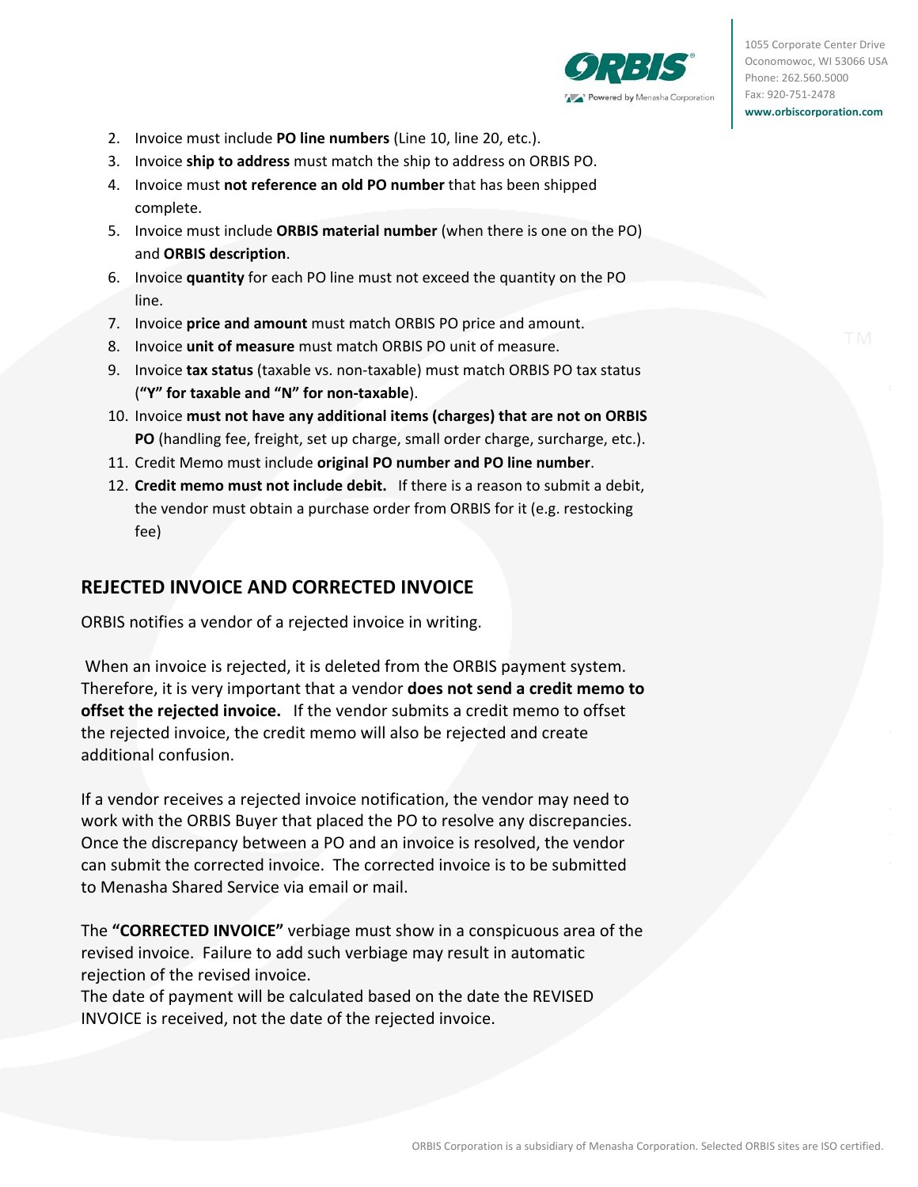2. Invoice must include **PO line numbers** (Line 10, line 20, etc.).
3. Invoice **ship to address** must match the ship to address on ORBIS PO.
4. Invoice must **not reference an old PO number** that has been shipped complete.
5. Invoice must include **ORBIS material number** (when there is one on the PO) and **ORBIS description**.
6. Invoice **quantity** for each PO line must not exceed the quantity on the PO line.
7. Invoice **price and amount** must match ORBIS PO price and amount.
8. Invoice **unit of measure** must match ORBIS PO unit of measure.
9. Invoice **tax status** (taxable vs. non-taxable) must match ORBIS PO tax status (**"Y" for taxable and "N" for non-taxable**).
10. Invoice **must not have any additional items (charges) that are not on ORBIS PO** (handling fee, freight, set up charge, small order charge, surcharge, etc.).
11. Credit Memo must include **original PO number and PO line number**.
12. **Credit memo must not include debit.** If there is a reason to submit a debit, the vendor must obtain a purchase order from ORBIS for it (e.g. restocking fee)

## REJECTED INVOICE AND CORRECTED INVOICE

ORBIS notifies a vendor of a rejected invoice in writing.

When an invoice is rejected, it is deleted from the ORBIS payment system. Therefore, it is very important that a vendor **does not send a credit memo to offset the rejected invoice.** If the vendor submits a credit memo to offset the rejected invoice, the credit memo will also be rejected and create additional confusion.

If a vendor receives a rejected invoice notification, the vendor may need to work with the ORBIS Buyer that placed the PO to resolve any discrepancies. Once the discrepancy between a PO and an invoice is resolved, the vendor can submit the corrected invoice. The corrected invoice is to be submitted to Menasha Shared Service via email or mail.

The **"CORRECTED INVOICE"** verbiage must show in a conspicuous area of the revised invoice. Failure to add such verbiage may result in automatic rejection of the revised invoice.
The date of payment will be calculated based on the date the REVISED INVOICE is received, not the date of the rejected invoice.